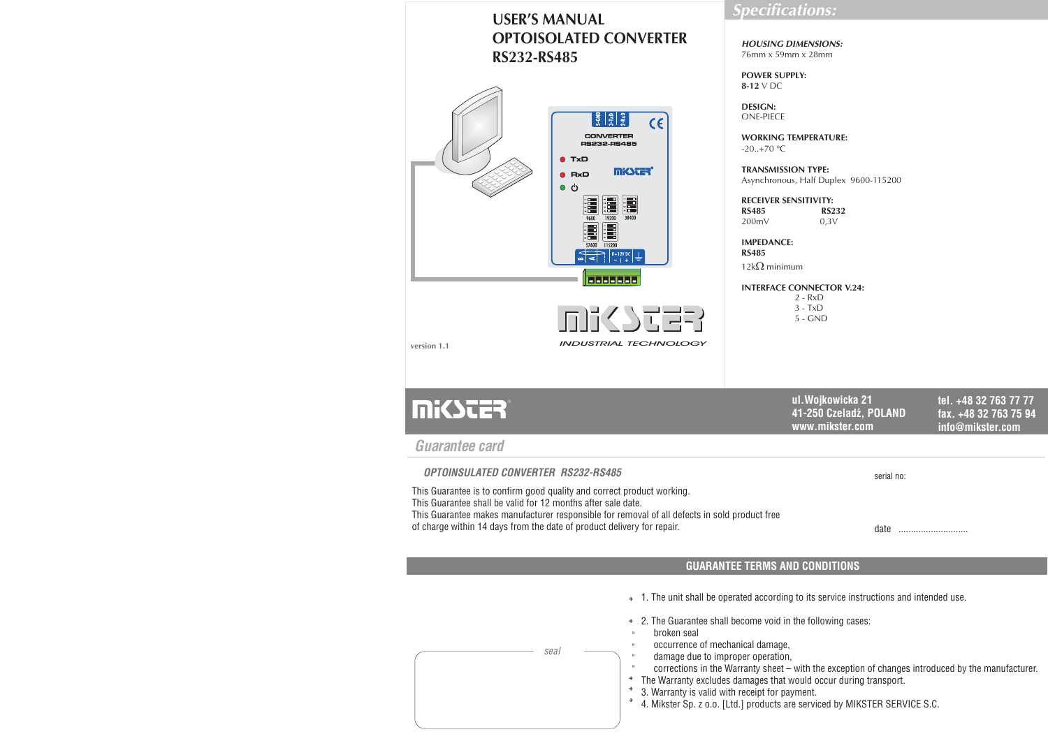# USER'S MANUAL
# OPTOISOLATED CONVERTER
# RS232-RS485

version 1.1

MIKSTER
INDUSTRIAL TECHNOLOGY

## Specifications:

***HOUSING DIMENSIONS:***
76mm x 59mm x 28mm

**POWER SUPPLY:**
**8-12** V DC

**DESIGN:**
ONE-PIECE

**WORKING TEMPERATURE:**
-20..+70 °C

**TRANSMISSION TYPE:**
Asynchronous, Half Duplex 9600-115200

**RECEIVER SENSITIVITY:**

| **RS485** | **RS232** |
|---|---|
| 200mV | 0,3V |

**IMPEDANCE:**
**RS485**
12kΩ minimum

**INTERFACE CONNECTOR V.24:**
2 - RxD
3 - TxD
5 - GND

---

MIKSTER

ul.Wojkowicka 21
41-250 Czeladź, POLAND
www.mikster.com

tel. +48 32 763 77 77
fax. +48 32 763 75 94
info@mikster.com

## Guarantee card

*OPTOINSULATED CONVERTER RS232-RS485*

serial no:

This Guarantee is to confirm good quality and correct product working.
This Guarantee shall be valid for 12 months after sale date.
This Guarantee makes manufacturer responsible for removal of all defects in sold product free of charge within 14 days from the date of product delivery for repair.

date ............................

### GUARANTEE TERMS AND CONDITIONS

1. The unit shall be operated according to its service instructions and intended use.
2. The Guarantee shall become void in the following cases:
   - broken seal
   - occurrence of mechanical damage,
   - damage due to improper operation,
   - corrections in the Warranty sheet – with the exception of changes introduced by the manufacturer.

   The Warranty excludes damages that would occur during transport.
3. Warranty is valid with receipt for payment.
4. Mikster Sp. z o.o. [Ltd.] products are serviced by MIKSTER SERVICE S.C.

*seal*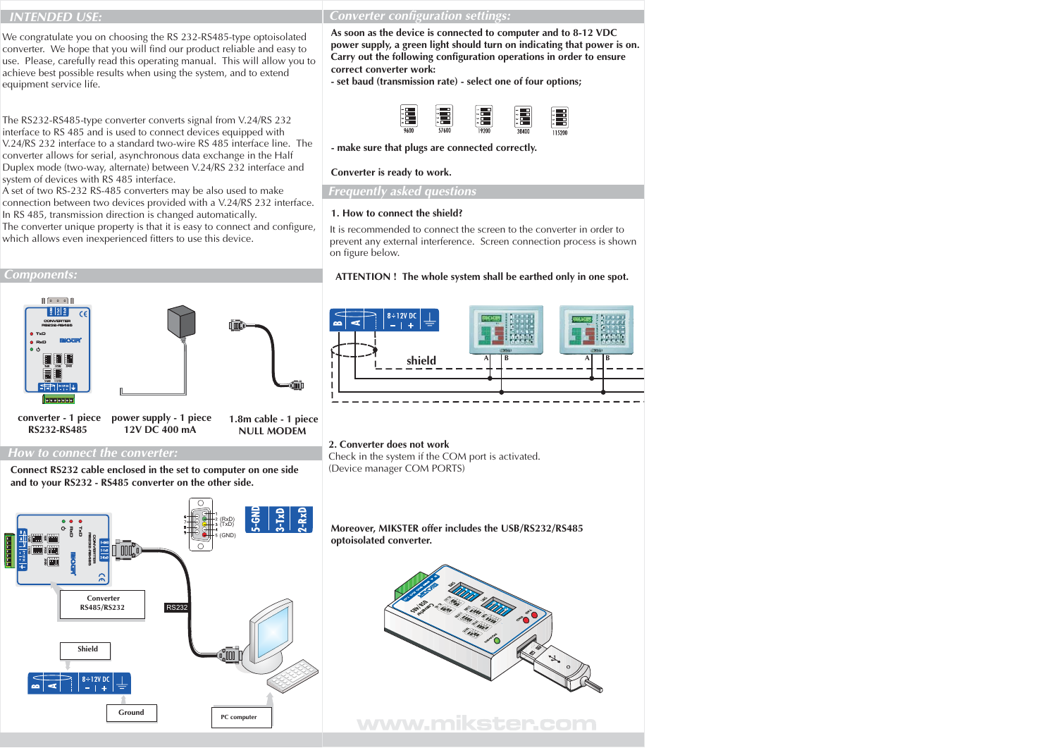## INTENDED USE:

We congratulate you on choosing the RS 232-RS485-type optoisolated converter. We hope that you will find our product reliable and easy to use. Please, carefully read this operating manual. This will allow you to achieve best possible results when using the system, and to extend equipment service life.

The RS232-RS485-type converter converts signal from V.24/RS 232 interface to RS 485 and is used to connect devices equipped with V.24/RS 232 interface to a standard two-wire RS 485 interface line. The converter allows for serial, asynchronous data exchange in the Half Duplex mode (two-way, alternate) between V.24/RS 232 interface and system of devices with RS 485 interface.
A set of two RS-232 RS-485 converters may be also used to make connection between two devices provided with a V.24/RS 232 interface. In RS 485, transmission direction is changed automatically.
The converter unique property is that it is easy to connect and configure, which allows even inexperienced fitters to use this device.

## Components:

**converter - 1 piece RS232-RS485**

**power supply - 1 piece 12V DC 400 mA**

**1.8m cable - 1 piece NULL MODEM**

## How to connect the converter:

**Connect RS232 cable enclosed in the set to computer on one side and to your RS232 - RS485 converter on the other side.**

Converter RS485/RS232

RS232

Shield

Ground

PC computer

2 (RxD)
3 (TxD)
5 (GND)

5-GND
3-TxD
2-RxD

8÷12V DC

## Converter configuration settings:

**As soon as the device is connected to computer and to 8-12 VDC power supply, a green light should turn on indicating that power is on. Carry out the following configuration operations in order to ensure correct converter work:**

**- set baud (transmission rate) - select one of four options;**

9600 57600 19200 38400 115200

**- make sure that plugs are connected correctly.**

**Converter is ready to work.**

## Frequently asked questions

**1. How to connect the shield?**

It is recommended to connect the screen to the converter in order to prevent any external interference. Screen connection process is shown on figure below.

**ATTENTION ! The whole system shall be earthed only in one spot.**

B A 8÷12V DC

shield

A B A B

**2. Converter does not work**

Check in the system if the COM port is activated.
(Device manager COM PORTS)

**Moreover, MIKSTER offer includes the USB/RS232/RS485 optoisolated converter.**

www.mikster.com